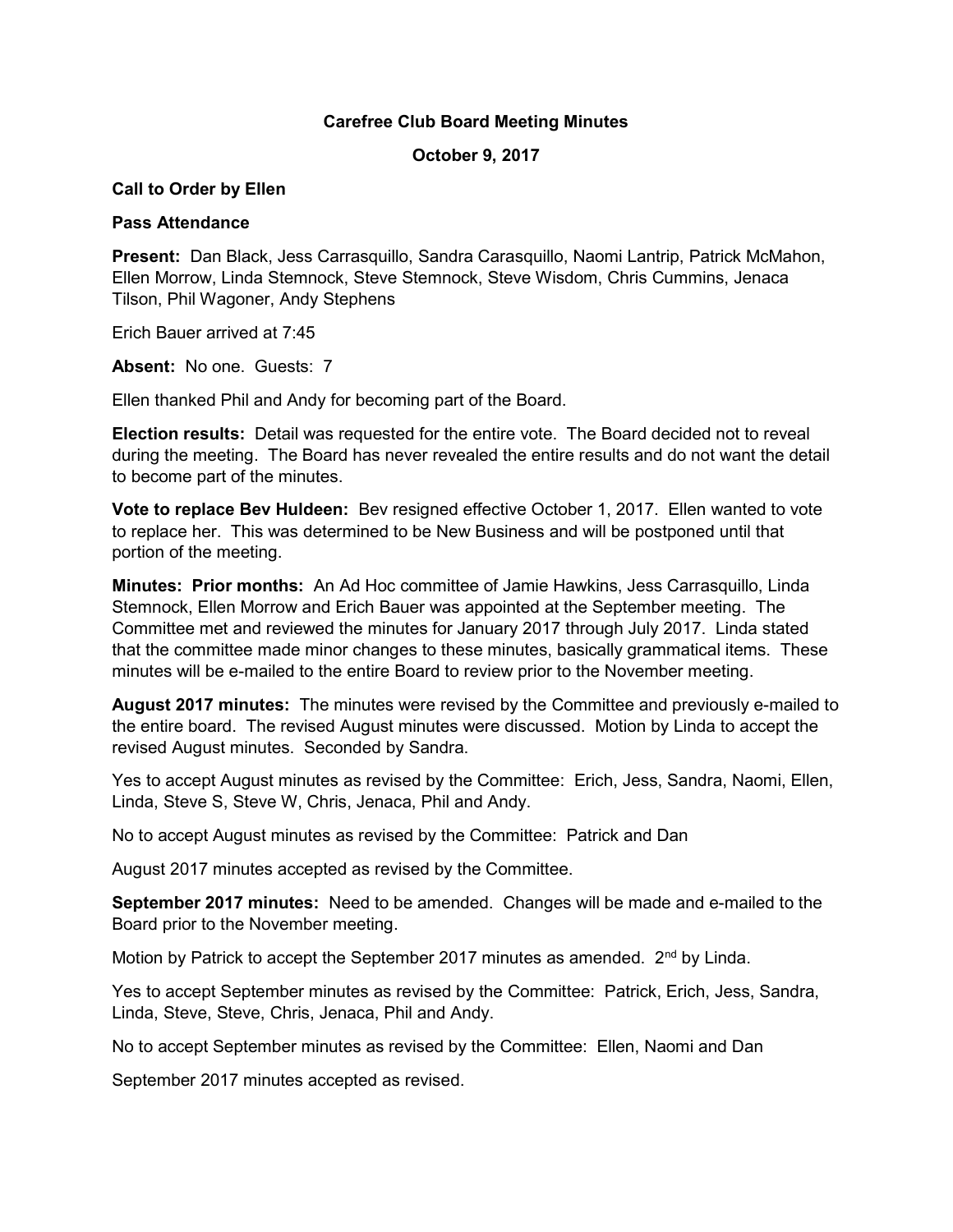**Carefree Club Board Meeting Minutes**

**October 9, 2017**

**Call to Order by Ellen**

**Pass Attendance**

**Present:** Dan Black, Jess Carrasquillo, Sandra Carasquillo, Naomi Lantrip, Patrick McMahon, Ellen Morrow, Linda Stemnock, Steve Stemnock, Steve Wisdom, Chris Cummins, Jenaca Tilson, Phil Wagoner, Andy Stephens

Erich Bauer arrived at 7:45

**Absent:** No one. Guests: 7

Ellen thanked Phil and Andy for becoming part of the Board.

**Election results:** Detail was requested for the entire vote. The Board decided not to reveal during the meeting. The Board has never revealed the entire results and do not want the detail to become part of the minutes.

**Vote to replace Bev Huldeen:** Bev resigned effective October 1, 2017. Ellen wanted to vote to replace her. This was determined to be New Business and will be postponed until that portion of the meeting.

**Minutes: Prior months:** An Ad Hoc committee of Jamie Hawkins, Jess Carrasquillo, Linda Stemnock, Ellen Morrow and Erich Bauer was appointed at the September meeting. The Committee met and reviewed the minutes for January 2017 through July 2017. Linda stated that the committee made minor changes to these minutes, basically grammatical items. These minutes will be e-mailed to the entire Board to review prior to the November meeting.

**August 2017 minutes:** The minutes were revised by the Committee and previously e-mailed to the entire board. The revised August minutes were discussed. Motion by Linda to accept the revised August minutes. Seconded by Sandra.

Yes to accept August minutes as revised by the Committee: Erich, Jess, Sandra, Naomi, Ellen, Linda, Steve S, Steve W, Chris, Jenaca, Phil and Andy.

No to accept August minutes as revised by the Committee: Patrick and Dan

August 2017 minutes accepted as revised by the Committee.

**September 2017 minutes:** Need to be amended. Changes will be made and e-mailed to the Board prior to the November meeting.

Motion by Patrick to accept the September 2017 minutes as amended. 2nd by Linda.

Yes to accept September minutes as revised by the Committee: Patrick, Erich, Jess, Sandra, Linda, Steve, Steve, Chris, Jenaca, Phil and Andy.

No to accept September minutes as revised by the Committee: Ellen, Naomi and Dan

September 2017 minutes accepted as revised.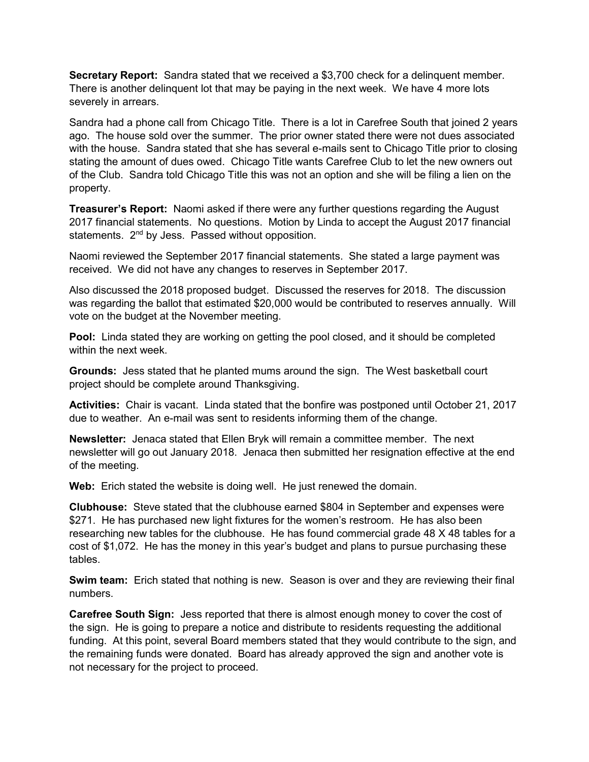**Secretary Report:** Sandra stated that we received a $3,700 check for a delinquent member. There is another delinquent lot that may be paying in the next week. We have 4 more lots severely in arrears.

Sandra had a phone call from Chicago Title. There is a lot in Carefree South that joined 2 years ago. The house sold over the summer. The prior owner stated there were not dues associated with the house. Sandra stated that she has several e-mails sent to Chicago Title prior to closing stating the amount of dues owed. Chicago Title wants Carefree Club to let the new owners out of the Club. Sandra told Chicago Title this was not an option and she will be filing a lien on the property.

**Treasurer's Report:** Naomi asked if there were any further questions regarding the August 2017 financial statements. No questions. Motion by Linda to accept the August 2017 financial statements. 2nd by Jess. Passed without opposition.

Naomi reviewed the September 2017 financial statements. She stated a large payment was received. We did not have any changes to reserves in September 2017.

Also discussed the 2018 proposed budget. Discussed the reserves for 2018. The discussion was regarding the ballot that estimated $20,000 would be contributed to reserves annually. Will vote on the budget at the November meeting.

**Pool:** Linda stated they are working on getting the pool closed, and it should be completed within the next week.

**Grounds:** Jess stated that he planted mums around the sign. The West basketball court project should be complete around Thanksgiving.

**Activities:** Chair is vacant. Linda stated that the bonfire was postponed until October 21, 2017 due to weather. An e-mail was sent to residents informing them of the change.

**Newsletter:** Jenaca stated that Ellen Bryk will remain a committee member. The next newsletter will go out January 2018. Jenaca then submitted her resignation effective at the end of the meeting.

**Web:** Erich stated the website is doing well. He just renewed the domain.

**Clubhouse:** Steve stated that the clubhouse earned $804 in September and expenses were $271. He has purchased new light fixtures for the women's restroom. He has also been researching new tables for the clubhouse. He has found commercial grade 48 X 48 tables for a cost of $1,072. He has the money in this year's budget and plans to pursue purchasing these tables.

**Swim team:** Erich stated that nothing is new. Season is over and they are reviewing their final numbers.

**Carefree South Sign:** Jess reported that there is almost enough money to cover the cost of the sign. He is going to prepare a notice and distribute to residents requesting the additional funding. At this point, several Board members stated that they would contribute to the sign, and the remaining funds were donated. Board has already approved the sign and another vote is not necessary for the project to proceed.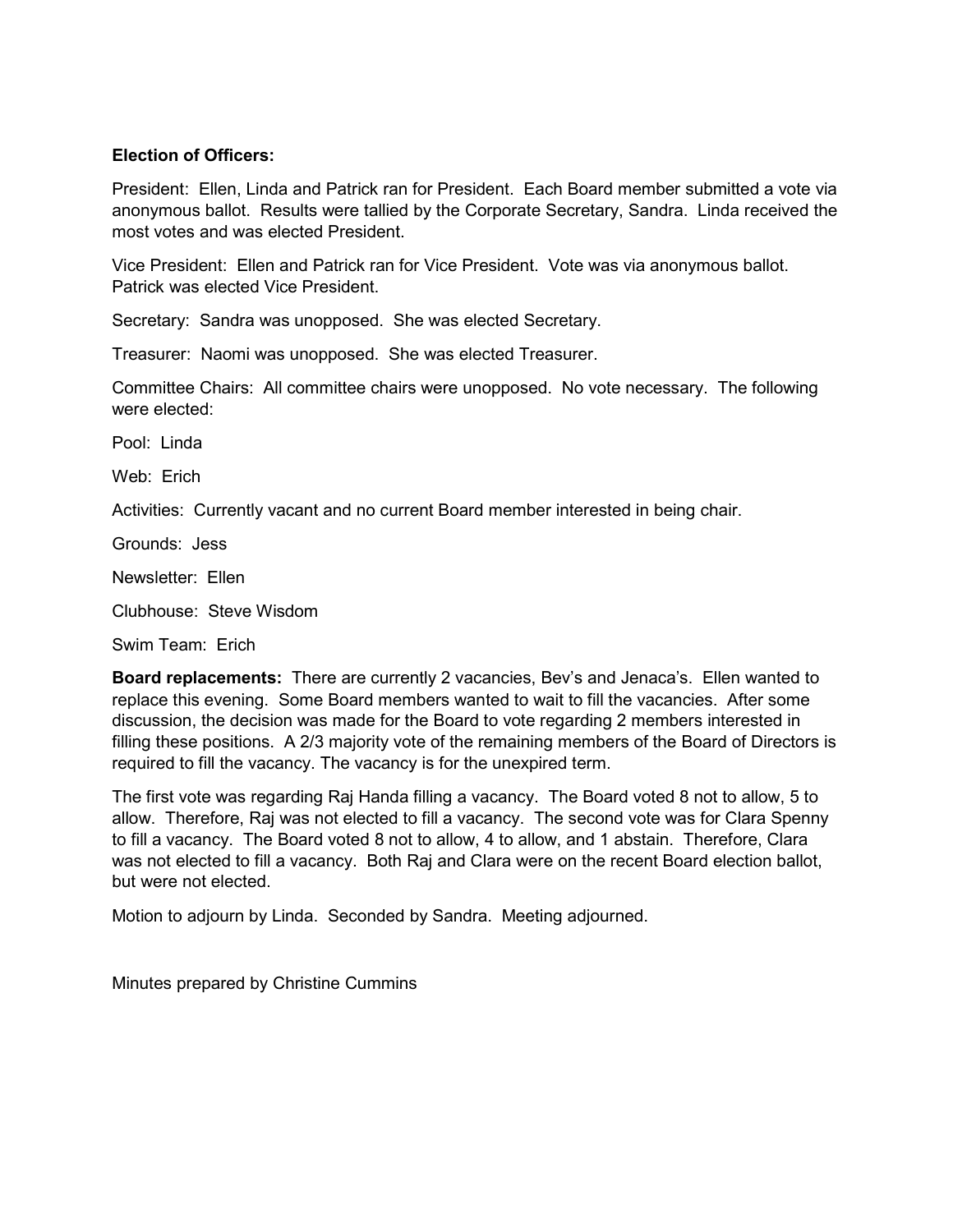**Election of Officers:**

President: Ellen, Linda and Patrick ran for President. Each Board member submitted a vote via anonymous ballot. Results were tallied by the Corporate Secretary, Sandra. Linda received the most votes and was elected President.

Vice President: Ellen and Patrick ran for Vice President. Vote was via anonymous ballot. Patrick was elected Vice President.

Secretary: Sandra was unopposed. She was elected Secretary.

Treasurer: Naomi was unopposed. She was elected Treasurer.

Committee Chairs: All committee chairs were unopposed. No vote necessary. The following were elected:

Pool: Linda

Web: Erich

Activities: Currently vacant and no current Board member interested in being chair.

Grounds: Jess

Newsletter: Ellen

Clubhouse: Steve Wisdom

Swim Team: Erich

**Board replacements:** There are currently 2 vacancies, Bev's and Jenaca's. Ellen wanted to replace this evening. Some Board members wanted to wait to fill the vacancies. After some discussion, the decision was made for the Board to vote regarding 2 members interested in filling these positions. A 2/3 majority vote of the remaining members of the Board of Directors is required to fill the vacancy. The vacancy is for the unexpired term.

The first vote was regarding Raj Handa filling a vacancy. The Board voted 8 not to allow, 5 to allow. Therefore, Raj was not elected to fill a vacancy. The second vote was for Clara Spenny to fill a vacancy. The Board voted 8 not to allow, 4 to allow, and 1 abstain. Therefore, Clara was not elected to fill a vacancy. Both Raj and Clara were on the recent Board election ballot, but were not elected.

Motion to adjourn by Linda. Seconded by Sandra. Meeting adjourned.

Minutes prepared by Christine Cummins